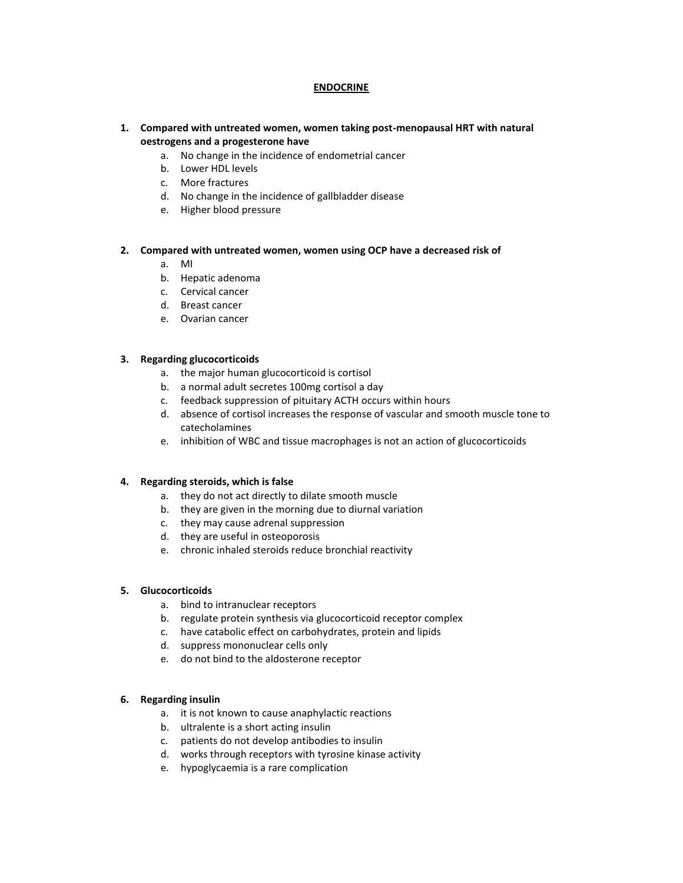# ENDOCRINE

1. **Compared with untreated women, women taking post-menopausal HRT with natural oestrogens and a progesterone have**
   a. No change in the incidence of endometrial cancer
   b. Lower HDL levels
   c. More fractures
   d. No change in the incidence of gallbladder disease
   e. Higher blood pressure

2. **Compared with untreated women, women using OCP have a decreased risk of**
   a. MI
   b. Hepatic adenoma
   c. Cervical cancer
   d. Breast cancer
   e. Ovarian cancer

3. **Regarding glucocorticoids**
   a. the major human glucocorticoid is cortisol
   b. a normal adult secretes 100mg cortisol a day
   c. feedback suppression of pituitary ACTH occurs within hours
   d. absence of cortisol increases the response of vascular and smooth muscle tone to catecholamines
   e. inhibition of WBC and tissue macrophages is not an action of glucocorticoids

4. **Regarding steroids, which is false**
   a. they do not act directly to dilate smooth muscle
   b. they are given in the morning due to diurnal variation
   c. they may cause adrenal suppression
   d. they are useful in osteoporosis
   e. chronic inhaled steroids reduce bronchial reactivity

5. **Glucocorticoids**
   a. bind to intranuclear receptors
   b. regulate protein synthesis via glucocorticoid receptor complex
   c. have catabolic effect on carbohydrates, protein and lipids
   d. suppress mononuclear cells only
   e. do not bind to the aldosterone receptor

6. **Regarding insulin**
   a. it is not known to cause anaphylactic reactions
   b. ultralente is a short acting insulin
   c. patients do not develop antibodies to insulin
   d. works through receptors with tyrosine kinase activity
   e. hypoglycaemia is a rare complication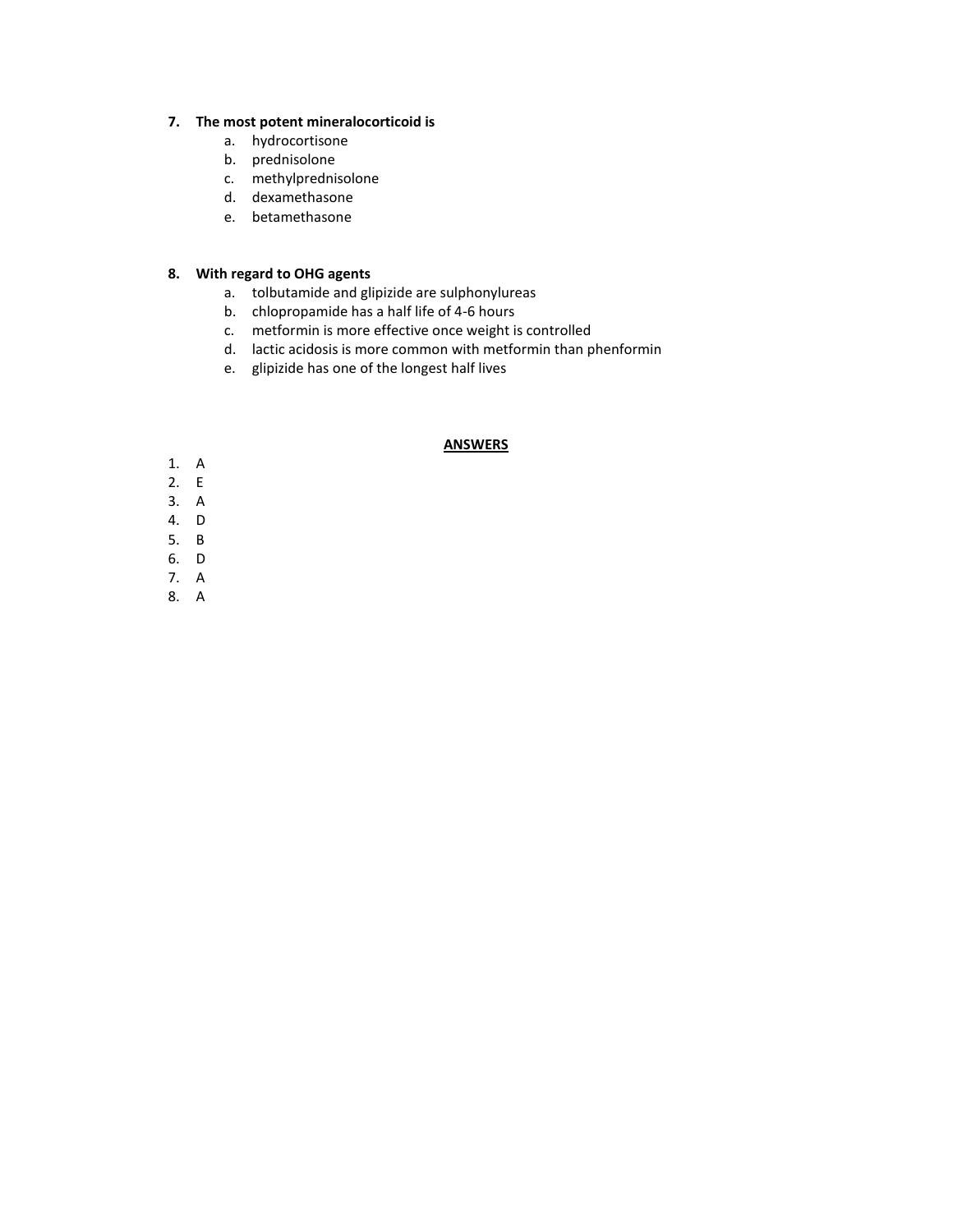**7. The most potent mineralocorticoid is**

a. hydrocortisone
b. prednisolone
c. methylprednisolone
d. dexamethasone
e. betamethasone

**8. With regard to OHG agents**

a. tolbutamide and glipizide are sulphonylureas
b. chlopropamide has a half life of 4-6 hours
c. metformin is more effective once weight is controlled
d. lactic acidosis is more common with metformin than phenformin
e. glipizide has one of the longest half lives

**<u>ANSWERS</u>**

1. A
2. E
3. A
4. D
5. B
6. D
7. A
8. A